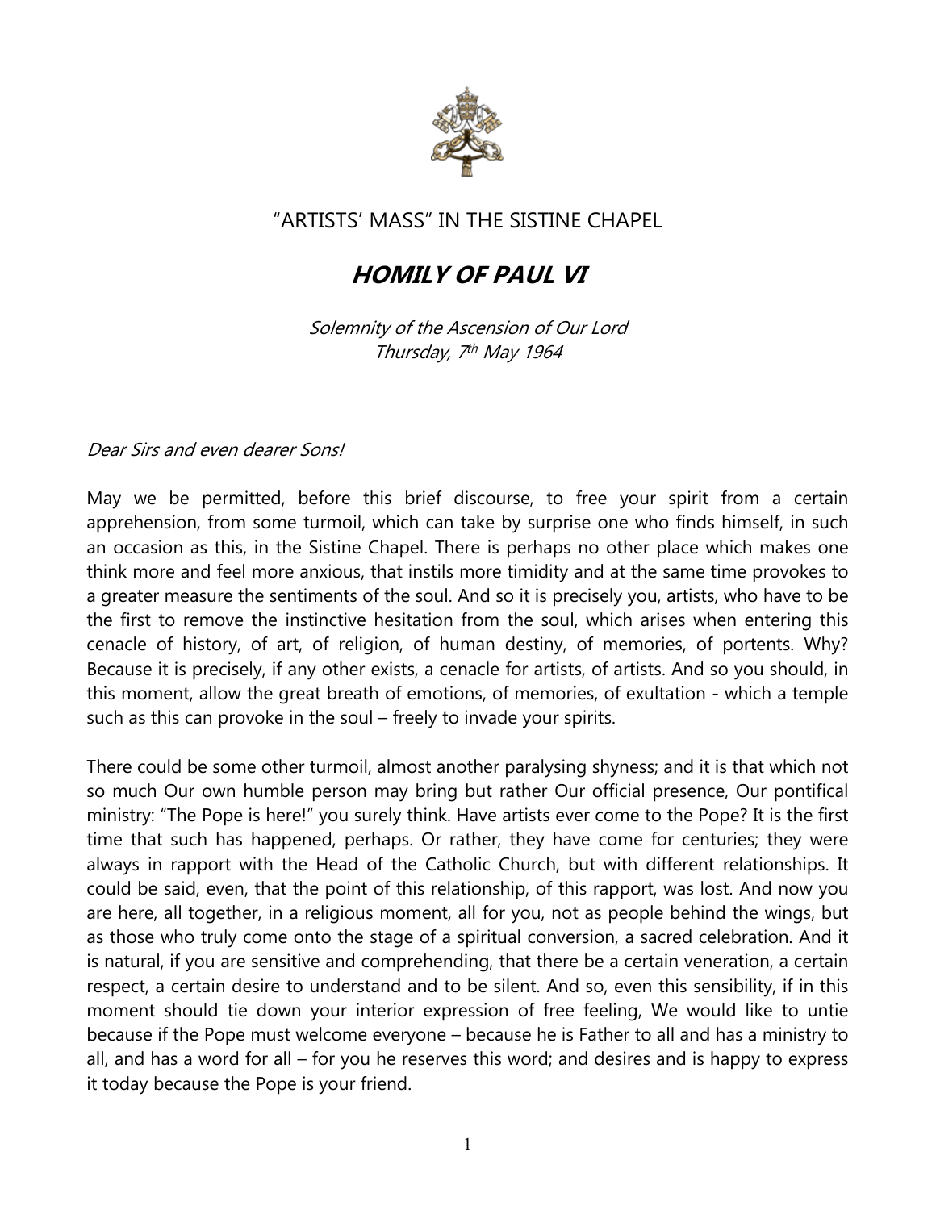“ARTISTS’ MASS” IN THE SISTINE CHAPEL

# *HOMILY OF PAUL VI*

*Solemnity of the Ascension of Our Lord*
*Thursday, 7th May 1964*

*Dear Sirs and even dearer Sons!*

May we be permitted, before this brief discourse, to free your spirit from a certain apprehension, from some turmoil, which can take by surprise one who finds himself, in such an occasion as this, in the Sistine Chapel. There is perhaps no other place which makes one think more and feel more anxious, that instils more timidity and at the same time provokes to a greater measure the sentiments of the soul. And so it is precisely you, artists, who have to be the first to remove the instinctive hesitation from the soul, which arises when entering this cenacle of history, of art, of religion, of human destiny, of memories, of portents. Why? Because it is precisely, if any other exists, a cenacle for artists, of artists. And so you should, in this moment, allow the great breath of emotions, of memories, of exultation - which a temple such as this can provoke in the soul – freely to invade your spirits.

There could be some other turmoil, almost another paralysing shyness; and it is that which not so much Our own humble person may bring but rather Our official presence, Our pontifical ministry: “The Pope is here!” you surely think. Have artists ever come to the Pope? It is the first time that such has happened, perhaps. Or rather, they have come for centuries; they were always in rapport with the Head of the Catholic Church, but with different relationships. It could be said, even, that the point of this relationship, of this rapport, was lost. And now you are here, all together, in a religious moment, all for you, not as people behind the wings, but as those who truly come onto the stage of a spiritual conversion, a sacred celebration. And it is natural, if you are sensitive and comprehending, that there be a certain veneration, a certain respect, a certain desire to understand and to be silent. And so, even this sensibility, if in this moment should tie down your interior expression of free feeling, We would like to untie because if the Pope must welcome everyone – because he is Father to all and has a ministry to all, and has a word for all – for you he reserves this word; and desires and is happy to express it today because the Pope is your friend.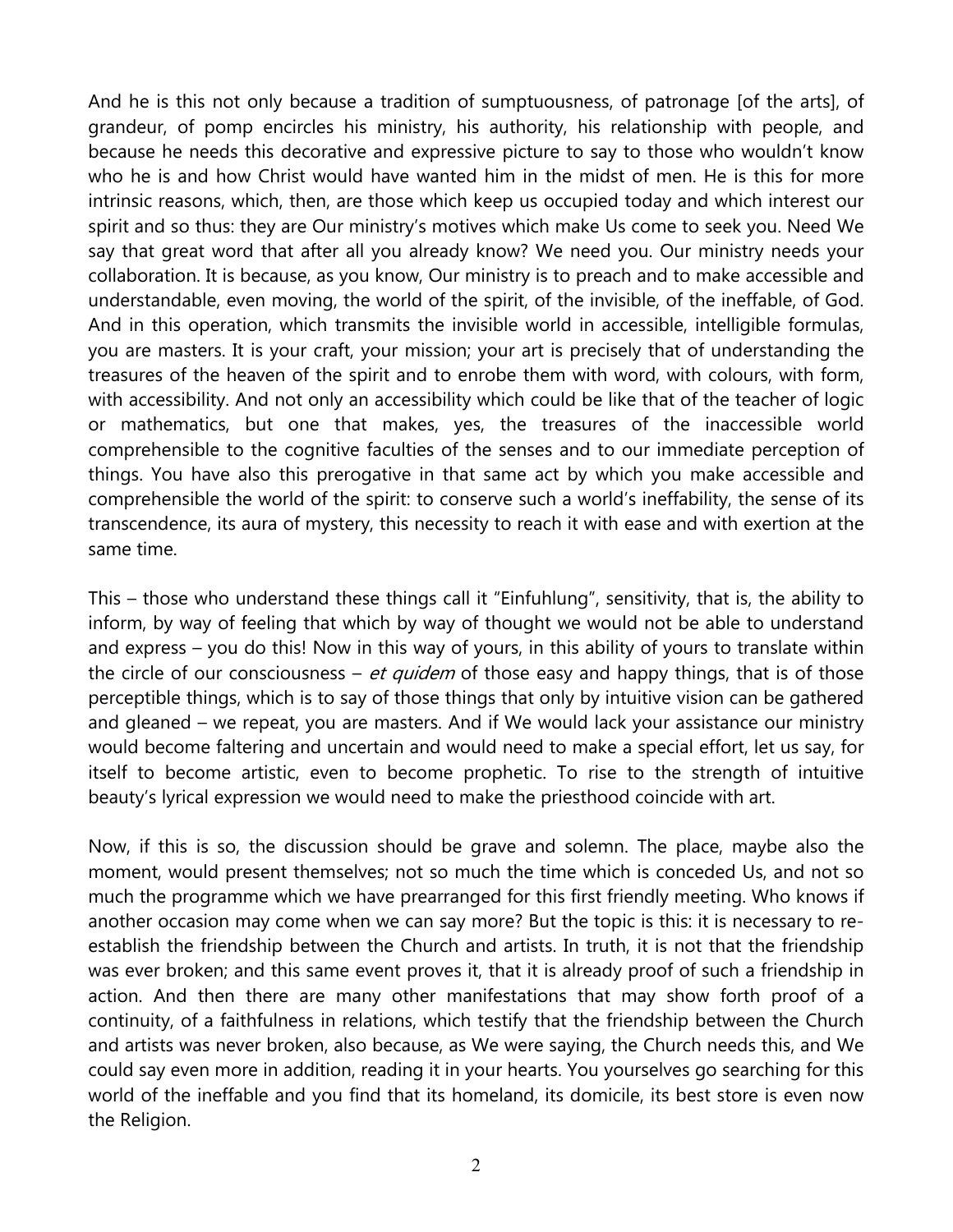And he is this not only because a tradition of sumptuousness, of patronage [of the arts], of grandeur, of pomp encircles his ministry, his authority, his relationship with people, and because he needs this decorative and expressive picture to say to those who wouldn't know who he is and how Christ would have wanted him in the midst of men. He is this for more intrinsic reasons, which, then, are those which keep us occupied today and which interest our spirit and so thus: they are Our ministry's motives which make Us come to seek you. Need We say that great word that after all you already know? We need you. Our ministry needs your collaboration. It is because, as you know, Our ministry is to preach and to make accessible and understandable, even moving, the world of the spirit, of the invisible, of the ineffable, of God. And in this operation, which transmits the invisible world in accessible, intelligible formulas, you are masters. It is your craft, your mission; your art is precisely that of understanding the treasures of the heaven of the spirit and to enrobe them with word, with colours, with form, with accessibility. And not only an accessibility which could be like that of the teacher of logic or mathematics, but one that makes, yes, the treasures of the inaccessible world comprehensible to the cognitive faculties of the senses and to our immediate perception of things. You have also this prerogative in that same act by which you make accessible and comprehensible the world of the spirit: to conserve such a world's ineffability, the sense of its transcendence, its aura of mystery, this necessity to reach it with ease and with exertion at the same time.

This – those who understand these things call it "Einfuhlung", sensitivity, that is, the ability to inform, by way of feeling that which by way of thought we would not be able to understand and express – you do this! Now in this way of yours, in this ability of yours to translate within the circle of our consciousness – *et quidem* of those easy and happy things, that is of those perceptible things, which is to say of those things that only by intuitive vision can be gathered and gleaned – we repeat, you are masters. And if We would lack your assistance our ministry would become faltering and uncertain and would need to make a special effort, let us say, for itself to become artistic, even to become prophetic. To rise to the strength of intuitive beauty's lyrical expression we would need to make the priesthood coincide with art.

Now, if this is so, the discussion should be grave and solemn. The place, maybe also the moment, would present themselves; not so much the time which is conceded Us, and not so much the programme which we have prearranged for this first friendly meeting. Who knows if another occasion may come when we can say more? But the topic is this: it is necessary to re-establish the friendship between the Church and artists. In truth, it is not that the friendship was ever broken; and this same event proves it, that it is already proof of such a friendship in action. And then there are many other manifestations that may show forth proof of a continuity, of a faithfulness in relations, which testify that the friendship between the Church and artists was never broken, also because, as We were saying, the Church needs this, and We could say even more in addition, reading it in your hearts. You yourselves go searching for this world of the ineffable and you find that its homeland, its domicile, its best store is even now the Religion.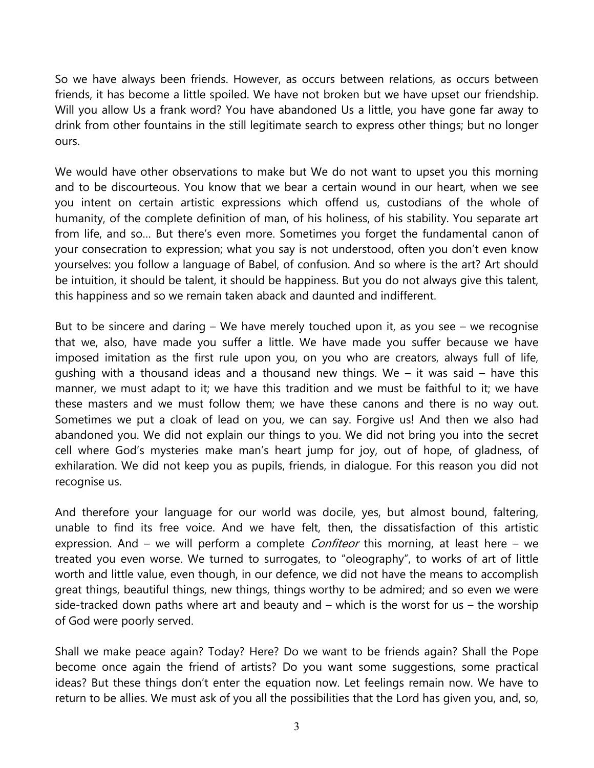So we have always been friends. However, as occurs between relations, as occurs between friends, it has become a little spoiled. We have not broken but we have upset our friendship. Will you allow Us a frank word? You have abandoned Us a little, you have gone far away to drink from other fountains in the still legitimate search to express other things; but no longer ours.

We would have other observations to make but We do not want to upset you this morning and to be discourteous. You know that we bear a certain wound in our heart, when we see you intent on certain artistic expressions which offend us, custodians of the whole of humanity, of the complete definition of man, of his holiness, of his stability. You separate art from life, and so... But there's even more. Sometimes you forget the fundamental canon of your consecration to expression; what you say is not understood, often you don't even know yourselves: you follow a language of Babel, of confusion. And so where is the art? Art should be intuition, it should be talent, it should be happiness. But you do not always give this talent, this happiness and so we remain taken aback and daunted and indifferent.

But to be sincere and daring – We have merely touched upon it, as you see – we recognise that we, also, have made you suffer a little. We have made you suffer because we have imposed imitation as the first rule upon you, on you who are creators, always full of life, gushing with a thousand ideas and a thousand new things. We – it was said – have this manner, we must adapt to it; we have this tradition and we must be faithful to it; we have these masters and we must follow them; we have these canons and there is no way out. Sometimes we put a cloak of lead on you, we can say. Forgive us! And then we also had abandoned you. We did not explain our things to you. We did not bring you into the secret cell where God's mysteries make man's heart jump for joy, out of hope, of gladness, of exhilaration. We did not keep you as pupils, friends, in dialogue. For this reason you did not recognise us.

And therefore your language for our world was docile, yes, but almost bound, faltering, unable to find its free voice. And we have felt, then, the dissatisfaction of this artistic expression. And – we will perform a complete *Confiteor* this morning, at least here – we treated you even worse. We turned to surrogates, to "oleography", to works of art of little worth and little value, even though, in our defence, we did not have the means to accomplish great things, beautiful things, new things, things worthy to be admired; and so even we were side-tracked down paths where art and beauty and – which is the worst for us – the worship of God were poorly served.

Shall we make peace again? Today? Here? Do we want to be friends again? Shall the Pope become once again the friend of artists? Do you want some suggestions, some practical ideas? But these things don't enter the equation now. Let feelings remain now. We have to return to be allies. We must ask of you all the possibilities that the Lord has given you, and, so,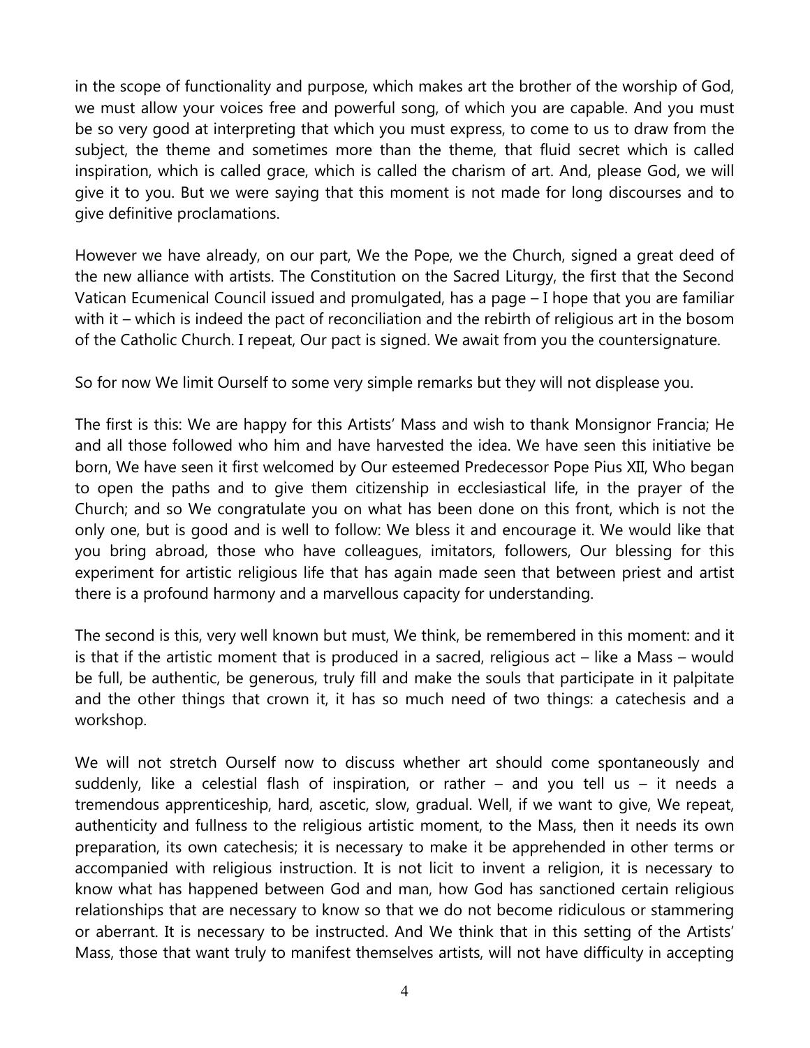in the scope of functionality and purpose, which makes art the brother of the worship of God, we must allow your voices free and powerful song, of which you are capable. And you must be so very good at interpreting that which you must express, to come to us to draw from the subject, the theme and sometimes more than the theme, that fluid secret which is called inspiration, which is called grace, which is called the charism of art. And, please God, we will give it to you. But we were saying that this moment is not made for long discourses and to give definitive proclamations.

However we have already, on our part, We the Pope, we the Church, signed a great deed of the new alliance with artists. The Constitution on the Sacred Liturgy, the first that the Second Vatican Ecumenical Council issued and promulgated, has a page – I hope that you are familiar with it – which is indeed the pact of reconciliation and the rebirth of religious art in the bosom of the Catholic Church. I repeat, Our pact is signed. We await from you the countersignature.

So for now We limit Ourself to some very simple remarks but they will not displease you.

The first is this: We are happy for this Artists' Mass and wish to thank Monsignor Francia; He and all those followed who him and have harvested the idea. We have seen this initiative be born, We have seen it first welcomed by Our esteemed Predecessor Pope Pius XII, Who began to open the paths and to give them citizenship in ecclesiastical life, in the prayer of the Church; and so We congratulate you on what has been done on this front, which is not the only one, but is good and is well to follow: We bless it and encourage it. We would like that you bring abroad, those who have colleagues, imitators, followers, Our blessing for this experiment for artistic religious life that has again made seen that between priest and artist there is a profound harmony and a marvellous capacity for understanding.

The second is this, very well known but must, We think, be remembered in this moment: and it is that if the artistic moment that is produced in a sacred, religious act – like a Mass – would be full, be authentic, be generous, truly fill and make the souls that participate in it palpitate and the other things that crown it, it has so much need of two things: a catechesis and a workshop.

We will not stretch Ourself now to discuss whether art should come spontaneously and suddenly, like a celestial flash of inspiration, or rather – and you tell us – it needs a tremendous apprenticeship, hard, ascetic, slow, gradual. Well, if we want to give, We repeat, authenticity and fullness to the religious artistic moment, to the Mass, then it needs its own preparation, its own catechesis; it is necessary to make it be apprehended in other terms or accompanied with religious instruction. It is not licit to invent a religion, it is necessary to know what has happened between God and man, how God has sanctioned certain religious relationships that are necessary to know so that we do not become ridiculous or stammering or aberrant. It is necessary to be instructed. And We think that in this setting of the Artists' Mass, those that want truly to manifest themselves artists, will not have difficulty in accepting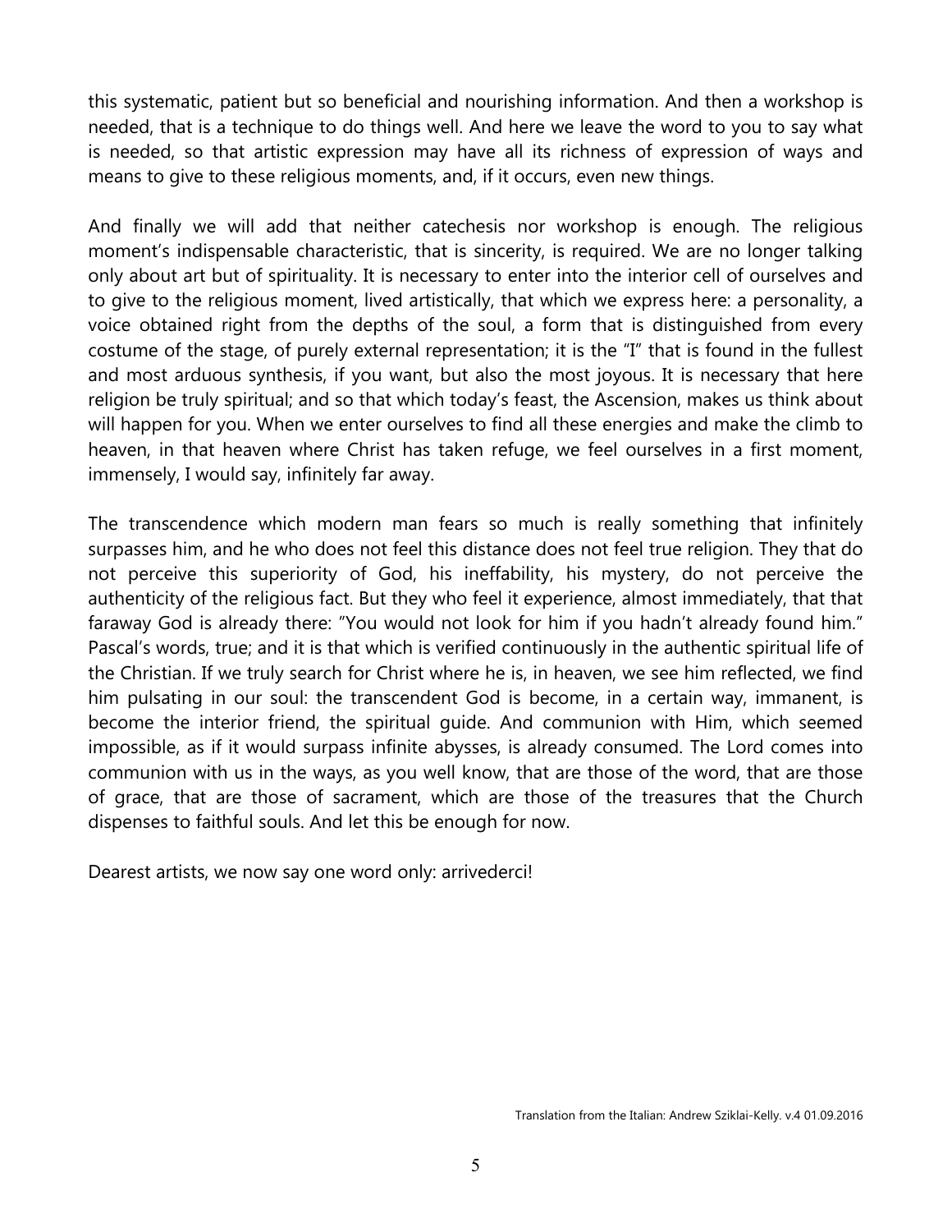this systematic, patient but so beneficial and nourishing information. And then a workshop is needed, that is a technique to do things well. And here we leave the word to you to say what is needed, so that artistic expression may have all its richness of expression of ways and means to give to these religious moments, and, if it occurs, even new things.

And finally we will add that neither catechesis nor workshop is enough. The religious moment's indispensable characteristic, that is sincerity, is required. We are no longer talking only about art but of spirituality. It is necessary to enter into the interior cell of ourselves and to give to the religious moment, lived artistically, that which we express here: a personality, a voice obtained right from the depths of the soul, a form that is distinguished from every costume of the stage, of purely external representation; it is the "I" that is found in the fullest and most arduous synthesis, if you want, but also the most joyous. It is necessary that here religion be truly spiritual; and so that which today's feast, the Ascension, makes us think about will happen for you. When we enter ourselves to find all these energies and make the climb to heaven, in that heaven where Christ has taken refuge, we feel ourselves in a first moment, immensely, I would say, infinitely far away.

The transcendence which modern man fears so much is really something that infinitely surpasses him, and he who does not feel this distance does not feel true religion. They that do not perceive this superiority of God, his ineffability, his mystery, do not perceive the authenticity of the religious fact. But they who feel it experience, almost immediately, that that faraway God is already there: "You would not look for him if you hadn't already found him." Pascal's words, true; and it is that which is verified continuously in the authentic spiritual life of the Christian. If we truly search for Christ where he is, in heaven, we see him reflected, we find him pulsating in our soul: the transcendent God is become, in a certain way, immanent, is become the interior friend, the spiritual guide. And communion with Him, which seemed impossible, as if it would surpass infinite abysses, is already consumed. The Lord comes into communion with us in the ways, as you well know, that are those of the word, that are those of grace, that are those of sacrament, which are those of the treasures that the Church dispenses to faithful souls. And let this be enough for now.

Dearest artists, we now say one word only: arrivederci!

Translation from the Italian: Andrew Sziklai-Kelly. v.4 01.09.2016